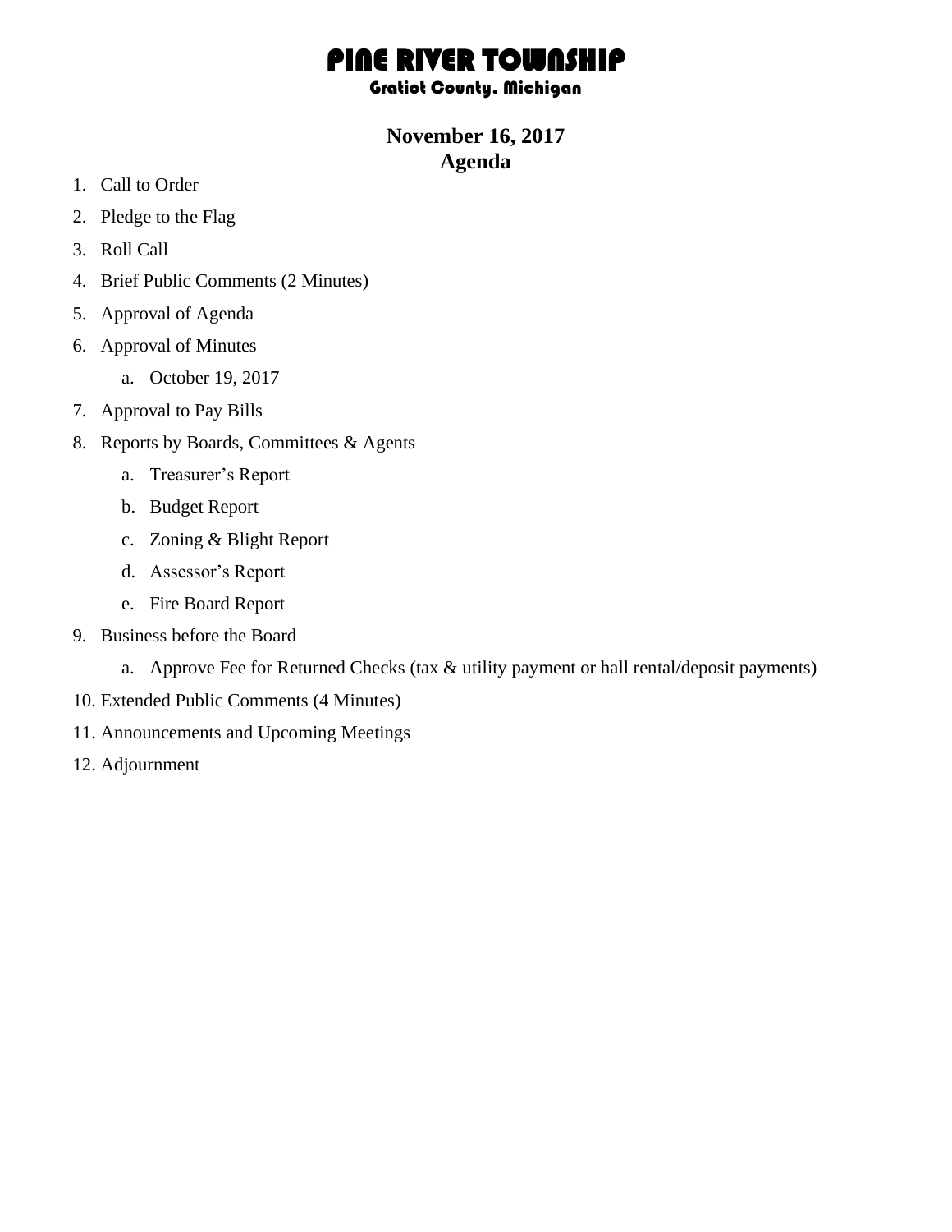# PINE RIVER TOWNSHIP

### Gratiot County, Michigan

## November 16, 2017
## Agenda

1. Call to Order
2. Pledge to the Flag
3. Roll Call
4. Brief Public Comments (2 Minutes)
5. Approval of Agenda
6. Approval of Minutes
    a. October 19, 2017
7. Approval to Pay Bills
8. Reports by Boards, Committees & Agents
    a. Treasurer's Report
    b. Budget Report
    c. Zoning & Blight Report
    d. Assessor's Report
    e. Fire Board Report
9. Business before the Board
    a. Approve Fee for Returned Checks (tax & utility payment or hall rental/deposit payments)
10. Extended Public Comments (4 Minutes)
11. Announcements and Upcoming Meetings
12. Adjournment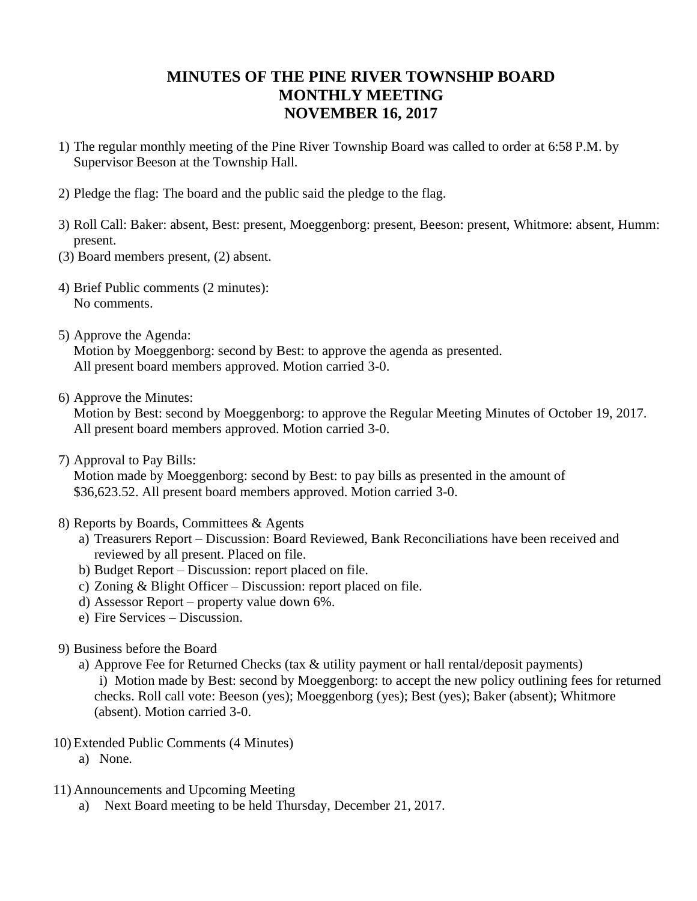# MINUTES OF THE PINE RIVER TOWNSHIP BOARD
# MONTHLY MEETING
# NOVEMBER 16, 2017

1) The regular monthly meeting of the Pine River Township Board was called to order at 6:58 P.M. by Supervisor Beeson at the Township Hall.

2) Pledge the flag: The board and the public said the pledge to the flag.

3) Roll Call: Baker: absent, Best: present, Moeggenborg: present, Beeson: present, Whitmore: absent, Humm: present.

(3) Board members present, (2) absent.

4) Brief Public comments (2 minutes):
   No comments.

5) Approve the Agenda:
   Motion by Moeggenborg: second by Best: to approve the agenda as presented.
   All present board members approved. Motion carried 3-0.

6) Approve the Minutes:
   Motion by Best: second by Moeggenborg: to approve the Regular Meeting Minutes of October 19, 2017.
   All present board members approved. Motion carried 3-0.

7) Approval to Pay Bills:
   Motion made by Moeggenborg: second by Best: to pay bills as presented in the amount of $36,623.52. All present board members approved. Motion carried 3-0.

8) Reports by Boards, Committees & Agents
   a) Treasurers Report – Discussion: Board Reviewed, Bank Reconciliations have been received and reviewed by all present. Placed on file.
   b) Budget Report – Discussion: report placed on file.
   c) Zoning & Blight Officer – Discussion: report placed on file.
   d) Assessor Report – property value down 6%.
   e) Fire Services – Discussion.

9) Business before the Board
   a) Approve Fee for Returned Checks (tax & utility payment or hall rental/deposit payments)
      i) Motion made by Best: second by Moeggenborg: to accept the new policy outlining fees for returned checks. Roll call vote: Beeson (yes); Moeggenborg (yes); Best (yes); Baker (absent); Whitmore (absent). Motion carried 3-0.

10) Extended Public Comments (4 Minutes)
    a) None.

11) Announcements and Upcoming Meeting
    a) Next Board meeting to be held Thursday, December 21, 2017.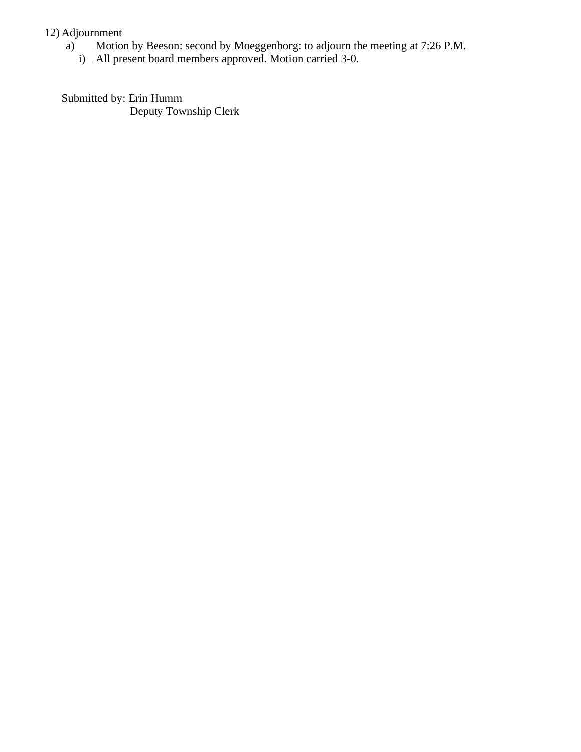12) Adjournment

   a) Motion by Beeson: second by Moeggenborg: to adjourn the meeting at 7:26 P.M.

      i) All present board members approved. Motion carried 3-0.

Submitted by: Erin Humm
Deputy Township Clerk